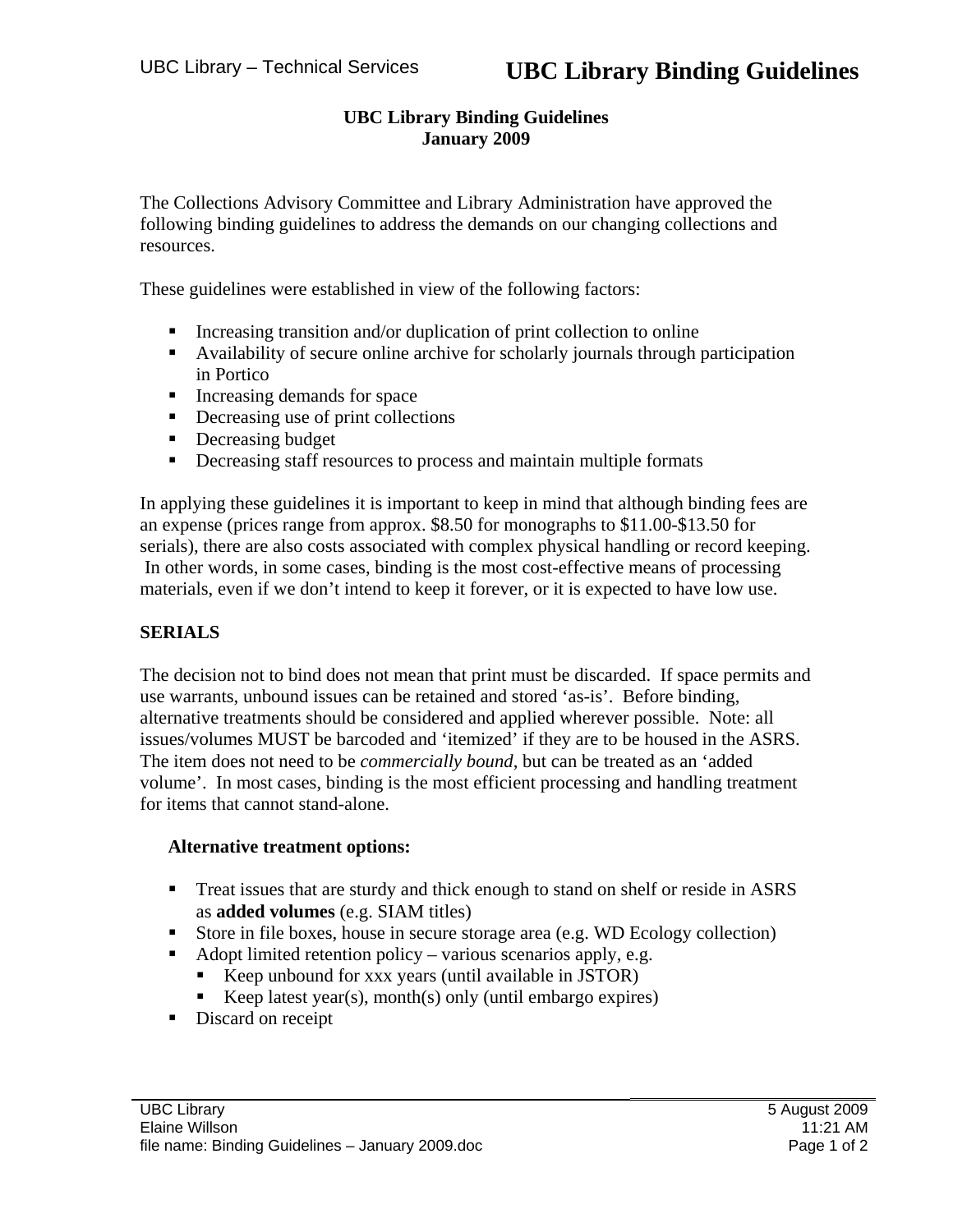# UBC Library Binding Guidelines
## January 2009

The Collections Advisory Committee and Library Administration have approved the following binding guidelines to address the demands on our changing collections and resources.

These guidelines were established in view of the following factors:

- Increasing transition and/or duplication of print collection to online
- Availability of secure online archive for scholarly journals through participation in Portico
- Increasing demands for space
- Decreasing use of print collections
- Decreasing budget
- Decreasing staff resources to process and maintain multiple formats

In applying these guidelines it is important to keep in mind that although binding fees are an expense (prices range from approx. $8.50 for monographs to $11.00-$13.50 for serials), there are also costs associated with complex physical handling or record keeping. In other words, in some cases, binding is the most cost-effective means of processing materials, even if we don't intend to keep it forever, or it is expected to have low use.

## SERIALS

The decision not to bind does not mean that print must be discarded. If space permits and use warrants, unbound issues can be retained and stored 'as-is'. Before binding, alternative treatments should be considered and applied wherever possible. Note: all issues/volumes MUST be barcoded and 'itemized' if they are to be housed in the ASRS. The item does not need to be *commercially bound*, but can be treated as an 'added volume'. In most cases, binding is the most efficient processing and handling treatment for items that cannot stand-alone.

### Alternative treatment options:

- Treat issues that are sturdy and thick enough to stand on shelf or reside in ASRS as **added volumes** (e.g. SIAM titles)
- Store in file boxes, house in secure storage area (e.g. WD Ecology collection)
- Adopt limited retention policy – various scenarios apply, e.g.
  - Keep unbound for xxx years (until available in JSTOR)
  - Keep latest year(s), month(s) only (until embargo expires)
- Discard on receipt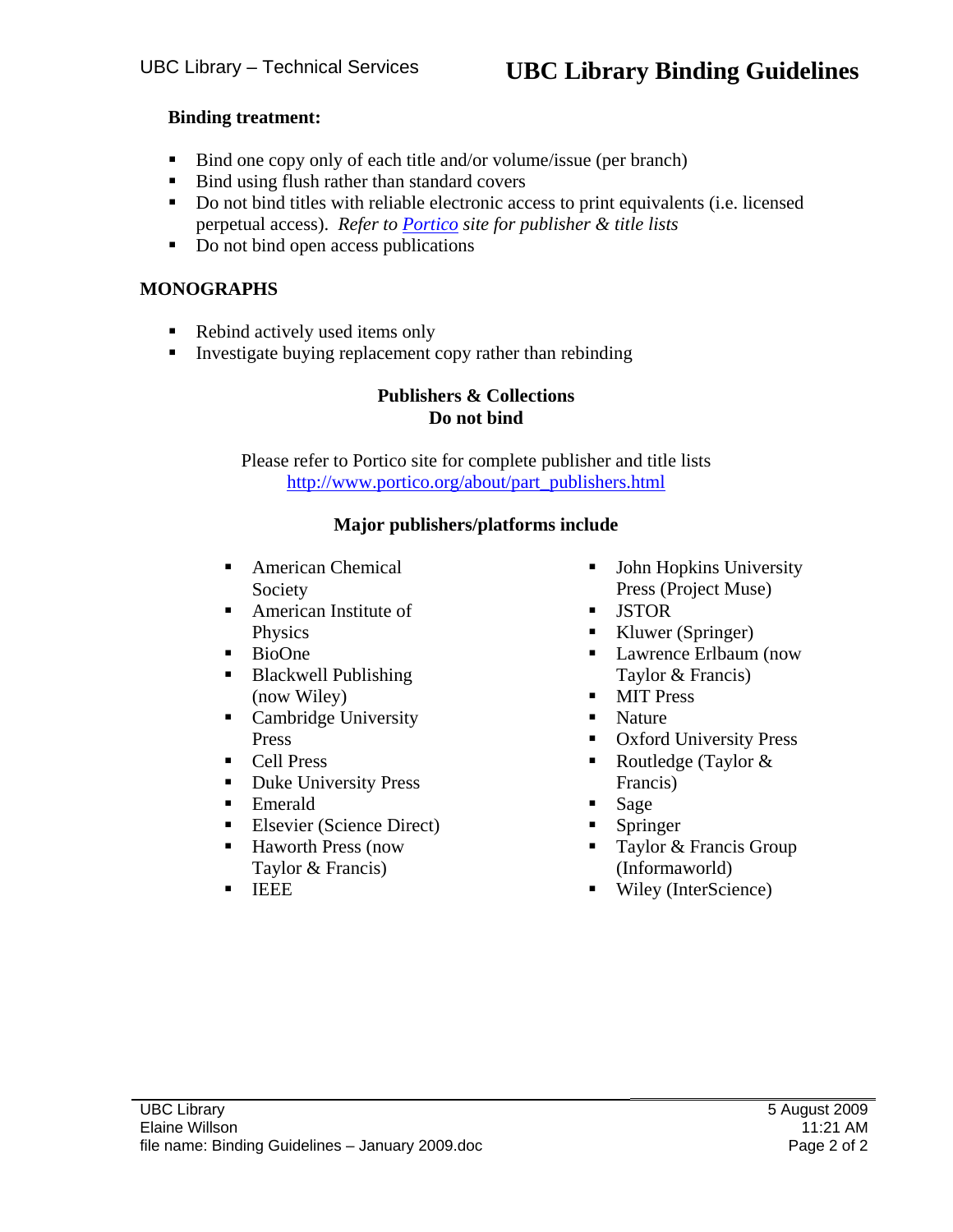**Binding treatment:**

- Bind one copy only of each title and/or volume/issue (per branch)
- Bind using flush rather than standard covers
- Do not bind titles with reliable electronic access to print equivalents (i.e. licensed perpetual access). *Refer to [Portico](http://www.portico.org/about/part_publishers.html) site for publisher & title lists*
- Do not bind open access publications

## MONOGRAPHS

- Rebind actively used items only
- Investigate buying replacement copy rather than rebinding

### Publishers & Collections
### Do not bind

Please refer to Portico site for complete publisher and title lists
http://www.portico.org/about/part_publishers.html

### Major publishers/platforms include

- American Chemical Society
- American Institute of Physics
- BioOne
- Blackwell Publishing (now Wiley)
- Cambridge University Press
- Cell Press
- Duke University Press
- Emerald
- Elsevier (Science Direct)
- Haworth Press (now Taylor & Francis)
- IEEE
- John Hopkins University Press (Project Muse)
- JSTOR
- Kluwer (Springer)
- Lawrence Erlbaum (now Taylor & Francis)
- MIT Press
- Nature
- Oxford University Press
- Routledge (Taylor & Francis)
- Sage
- Springer
- Taylor & Francis Group (Informaworld)
- Wiley (InterScience)